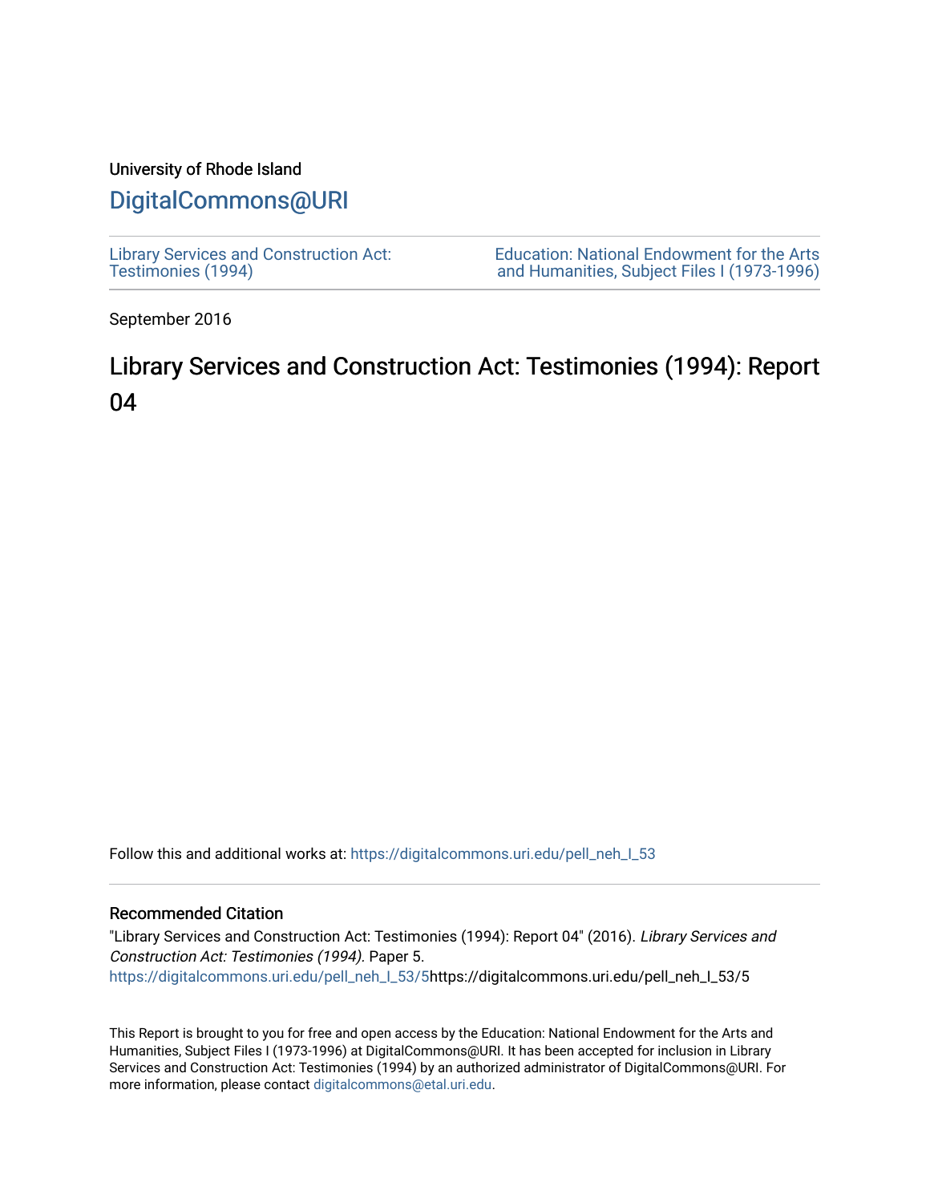University of Rhode Island

# DigitalCommons@URI

Library Services and Construction Act: Testimonies (1994)

Education: National Endowment for the Arts and Humanities, Subject Files I (1973-1996)

September 2016

## Library Services and Construction Act: Testimonies (1994): Report 04

Follow this and additional works at: https://digitalcommons.uri.edu/pell_neh_I_53

### Recommended Citation

"Library Services and Construction Act: Testimonies (1994): Report 04" (2016). *Library Services and Construction Act: Testimonies (1994).* Paper 5.
https://digitalcommons.uri.edu/pell_neh_I_53/5https://digitalcommons.uri.edu/pell_neh_I_53/5

This Report is brought to you for free and open access by the Education: National Endowment for the Arts and Humanities, Subject Files I (1973-1996) at DigitalCommons@URI. It has been accepted for inclusion in Library Services and Construction Act: Testimonies (1994) by an authorized administrator of DigitalCommons@URI. For more information, please contact digitalcommons@etal.uri.edu.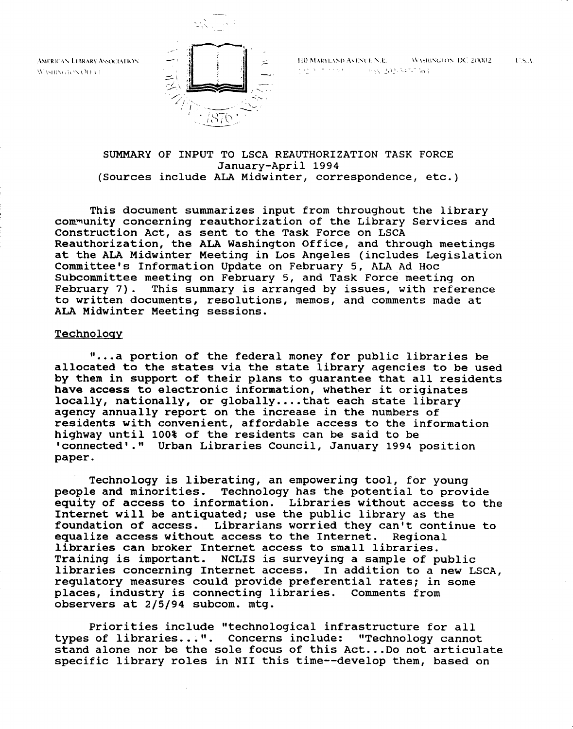AMERICAN LIBRARY ASSOCIATION
WASHINGTON OFFICE

110 MARYLAND AVENUE N.E. WASHINGTON DC 20002 U.S.A.

SUMMARY OF INPUT TO LSCA REAUTHORIZATION TASK FORCE
January-April 1994
(Sources include ALA Midwinter, correspondence, etc.)

This document summarizes input from throughout the library community concerning reauthorization of the Library Services and Construction Act, as sent to the Task Force on LSCA Reauthorization, the ALA Washington Office, and through meetings at the ALA Midwinter Meeting in Los Angeles (includes Legislation Committee's Information Update on February 5, ALA Ad Hoc Subcommittee meeting on February 5, and Task Force meeting on February 7). This summary is arranged by issues, with reference to written documents, resolutions, memos, and comments made at ALA Midwinter Meeting sessions.

## Technology

"...a portion of the federal money for public libraries be allocated to the states via the state library agencies to be used by them in support of their plans to guarantee that all residents have access to electronic information, whether it originates locally, nationally, or globally....that each state library agency annually report on the increase in the numbers of residents with convenient, affordable access to the information highway until 100% of the residents can be said to be 'connected'." Urban Libraries Council, January 1994 position paper.

Technology is liberating, an empowering tool, for young people and minorities. Technology has the potential to provide equity of access to information. Libraries without access to the Internet will be antiquated; use the public library as the foundation of access. Librarians worried they can't continue to equalize access without access to the Internet. Regional libraries can broker Internet access to small libraries. Training is important. NCLIS is surveying a sample of public libraries concerning Internet access. In addition to a new LSCA, regulatory measures could provide preferential rates; in some places, industry is connecting libraries. Comments from observers at 2/5/94 subcom. mtg.

Priorities include "technological infrastructure for all types of libraries...". Concerns include: "Technology cannot stand alone nor be the sole focus of this Act...Do not articulate specific library roles in NII this time--develop them, based on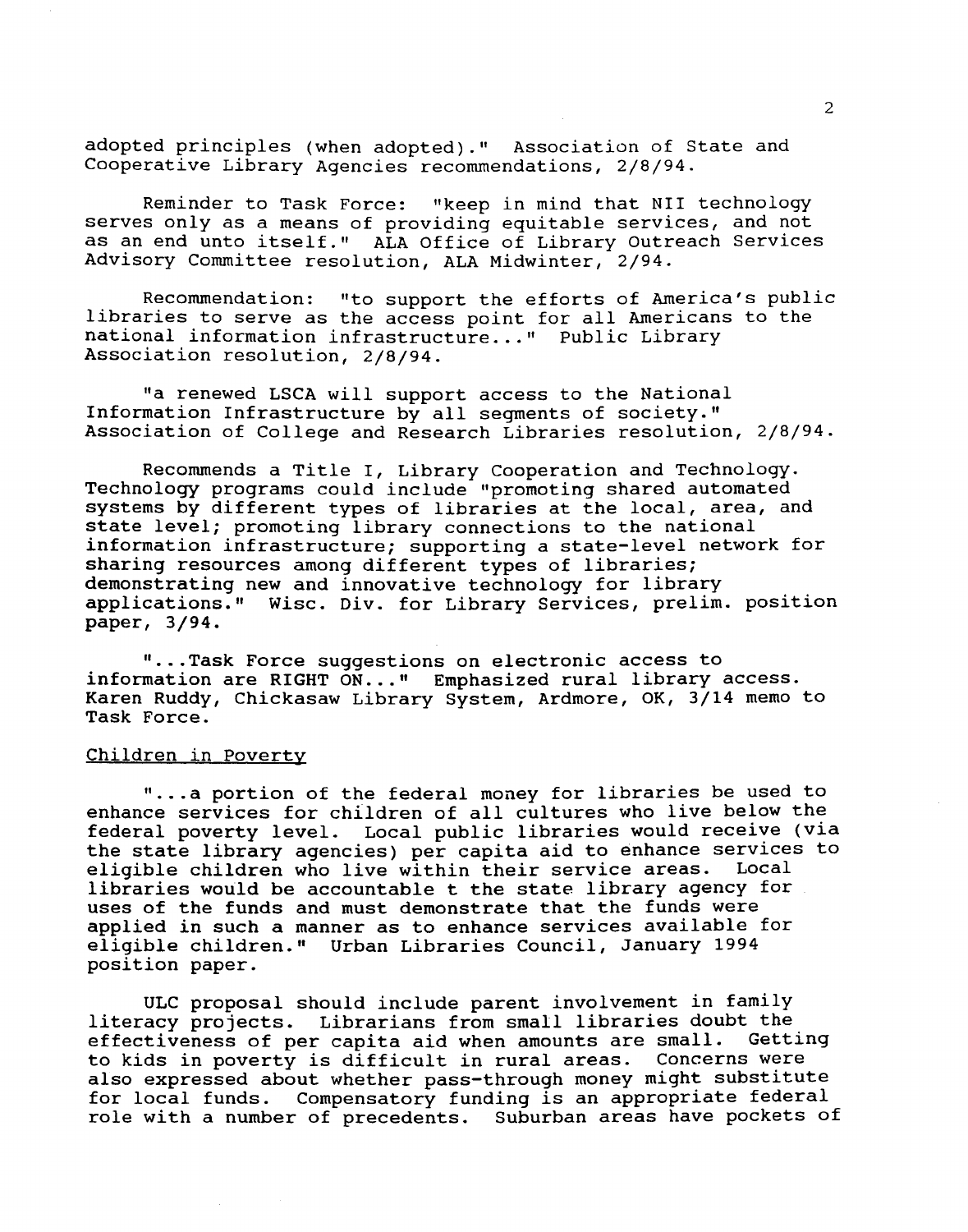adopted principles (when adopted)." Association of State and Cooperative Library Agencies recommendations, 2/8/94.

Reminder to Task Force: "keep in mind that NII technology serves only as a means of providing equitable services, and not as an end unto itself." ALA Office of Library Outreach Services Advisory Committee resolution, ALA Midwinter, 2/94.

Recommendation: "to support the efforts of America's public libraries to serve as the access point for all Americans to the national information infrastructure..." Public Library Association resolution, 2/8/94.

"a renewed LSCA will support access to the National Information Infrastructure by all segments of society." Association of College and Research Libraries resolution, 2/8/94.

Recommends a Title I, Library Cooperation and Technology. Technology programs could include "promoting shared automated systems by different types of libraries at the local, area, and state level; promoting library connections to the national information infrastructure; supporting a state-level network for sharing resources among different types of libraries; demonstrating new and innovative technology for library applications." Wisc. Div. for Library Services, prelim. position paper, 3/94.

"...Task Force suggestions on electronic access to information are RIGHT ON..." Emphasized rural library access. Karen Ruddy, Chickasaw Library System, Ardmore, OK, 3/14 memo to Task Force.

Children in Poverty

"...a portion of the federal money for libraries be used to enhance services for children of all cultures who live below the federal poverty level. Local public libraries would receive (via the state library agencies) per capita aid to enhance services to eligible children who live within their service areas. Local libraries would be accountable t the state library agency for uses of the funds and must demonstrate that the funds were applied in such a manner as to enhance services available for eligible children." Urban Libraries Council, January 1994 position paper.

ULC proposal should include parent involvement in family literacy projects. Librarians from small libraries doubt the effectiveness of per capita aid when amounts are small. Getting to kids in poverty is difficult in rural areas. Concerns were also expressed about whether pass-through money might substitute for local funds. Compensatory funding is an appropriate federal role with a number of precedents. Suburban areas have pockets of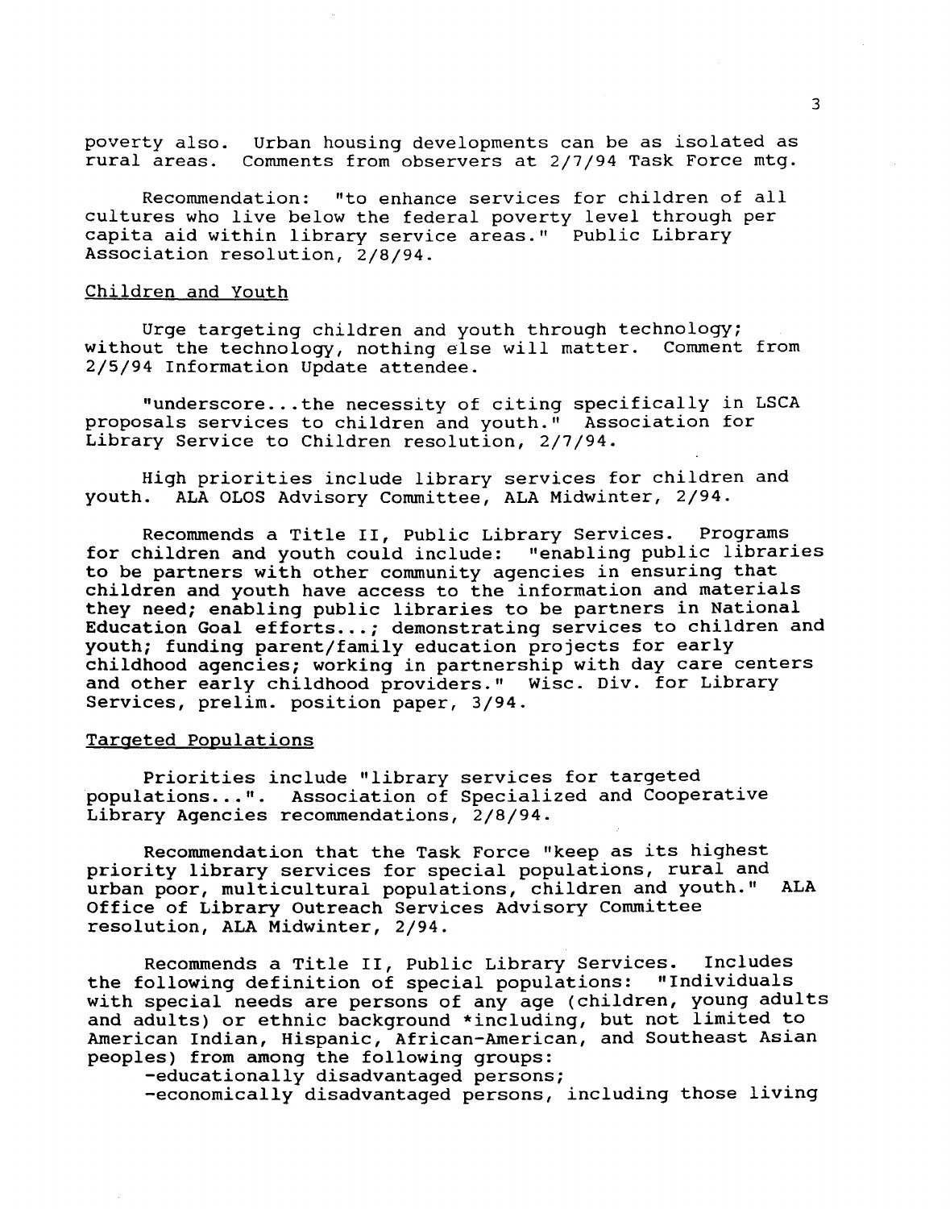poverty also. Urban housing developments can be as isolated as rural areas. Comments from observers at 2/7/94 Task Force mtg.

Recommendation: "to enhance services for children of all cultures who live below the federal poverty level through per capita aid within library service areas." Public Library Association resolution, 2/8/94.

Children and Youth

Urge targeting children and youth through technology; without the technology, nothing else will matter. Comment from 2/5/94 Information Update attendee.

"underscore...the necessity of citing specifically in LSCA proposals services to children and youth." Association for Library Service to Children resolution, 2/7/94.

High priorities include library services for children and youth. ALA OLOS Advisory Committee, ALA Midwinter, 2/94.

Recommends a Title II, Public Library Services. Programs for children and youth could include: "enabling public libraries to be partners with other community agencies in ensuring that children and youth have access to the information and materials they need; enabling public libraries to be partners in National Education Goal efforts...; demonstrating services to children and youth; funding parent/family education projects for early childhood agencies; working in partnership with day care centers and other early childhood providers." Wisc. Div. for Library Services, prelim. position paper, 3/94.

Targeted Populations

Priorities include "library services for targeted populations...". Association of Specialized and Cooperative Library Agencies recommendations, 2/8/94.

Recommendation that the Task Force "keep as its highest priority library services for special populations, rural and urban poor, multicultural populations, children and youth." ALA Office of Library Outreach Services Advisory Committee resolution, ALA Midwinter, 2/94.

Recommends a Title II, Public Library Services. Includes the following definition of special populations: "Individuals with special needs are persons of any age (children, young adults and adults) or ethnic background *including, but not limited to American Indian, Hispanic, African-American, and Southeast Asian peoples) from among the following groups:

- -educationally disadvantaged persons;
- -economically disadvantaged persons, including those living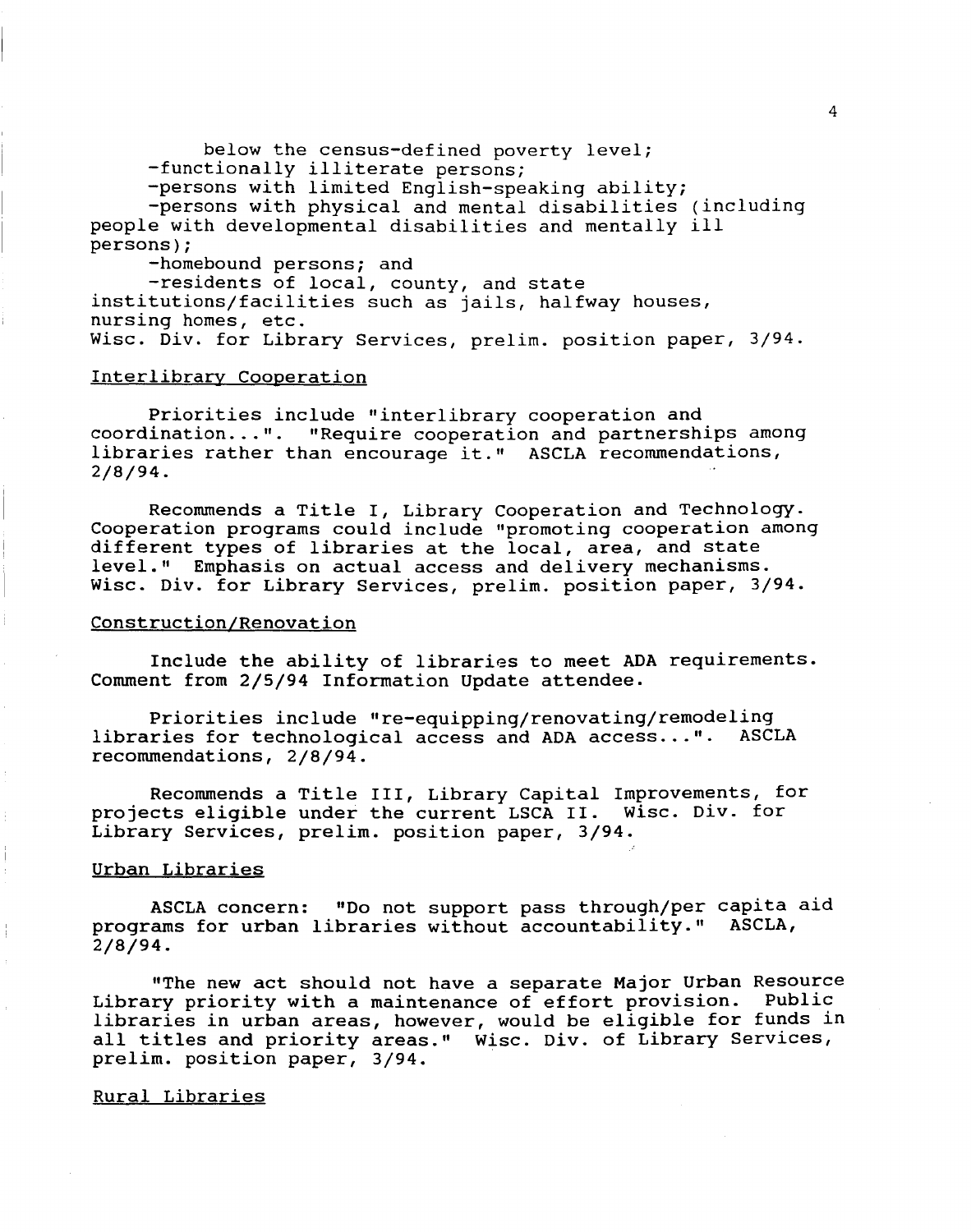below the census-defined poverty level;

-functionally illiterate persons;

-persons with limited English-speaking ability;

-persons with physical and mental disabilities (including people with developmental disabilities and mentally ill persons);

-homebound persons; and

-residents of local, county, and state institutions/facilities such as jails, halfway houses, nursing homes, etc.

Wisc. Div. for Library Services, prelim. position paper, 3/94.

<u>Interlibrary Cooperation</u>

Priorities include "interlibrary cooperation and coordination...". "Require cooperation and partnerships among libraries rather than encourage it." ASCLA recommendations, 2/8/94.

Recommends a Title I, Library Cooperation and Technology. Cooperation programs could include "promoting cooperation among different types of libraries at the local, area, and state level." Emphasis on actual access and delivery mechanisms. Wisc. Div. for Library Services, prelim. position paper, 3/94.

<u>Construction/Renovation</u>

Include the ability of libraries to meet ADA requirements. Comment from 2/5/94 Information Update attendee.

Priorities include "re-equipping/renovating/remodeling libraries for technological access and ADA access...". ASCLA recommendations, 2/8/94.

Recommends a Title III, Library Capital Improvements, for projects eligible under the current LSCA II. Wisc. Div. for Library Services, prelim. position paper, 3/94.

<u>Urban Libraries</u>

ASCLA concern: "Do not support pass through/per capita aid programs for urban libraries without accountability." ASCLA, 2/8/94.

"The new act should not have a separate Major Urban Resource Library priority with a maintenance of effort provision. Public libraries in urban areas, however, would be eligible for funds in all titles and priority areas." Wisc. Div. of Library Services, prelim. position paper, 3/94.

<u>Rural Libraries</u>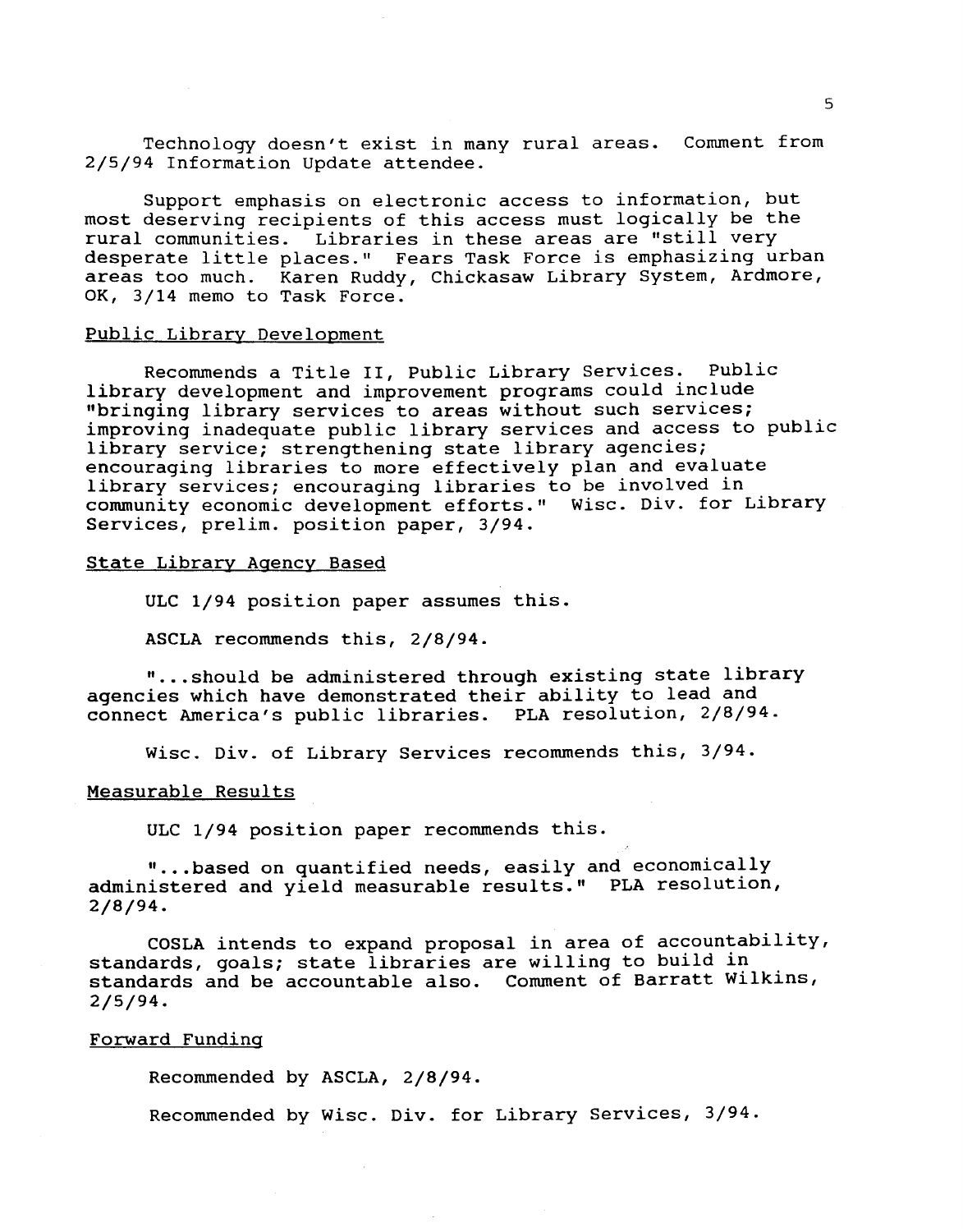Technology doesn't exist in many rural areas. Comment from 2/5/94 Information Update attendee.

Support emphasis on electronic access to information, but most deserving recipients of this access must logically be the rural communities. Libraries in these areas are "still very desperate little places." Fears Task Force is emphasizing urban areas too much. Karen Ruddy, Chickasaw Library System, Ardmore, OK, 3/14 memo to Task Force.

<u>Public Library Development</u>

Recommends a Title II, Public Library Services. Public library development and improvement programs could include "bringing library services to areas without such services; improving inadequate public library services and access to public library service; strengthening state library agencies; encouraging libraries to more effectively plan and evaluate library services; encouraging libraries to be involved in community economic development efforts." Wisc. Div. for Library Services, prelim. position paper, 3/94.

<u>State Library Agency Based</u>

ULC 1/94 position paper assumes this.

ASCLA recommends this, 2/8/94.

"...should be administered through existing state library agencies which have demonstrated their ability to lead and connect America's public libraries. PLA resolution, 2/8/94.

Wisc. Div. of Library Services recommends this, 3/94.

<u>Measurable Results</u>

ULC 1/94 position paper recommends this.

"...based on quantified needs, easily and economically administered and yield measurable results." PLA resolution, 2/8/94.

COSLA intends to expand proposal in area of accountability, standards, goals; state libraries are willing to build in standards and be accountable also. Comment of Barratt Wilkins, 2/5/94.

<u>Forward Funding</u>

Recommended by ASCLA, 2/8/94.

Recommended by Wisc. Div. for Library Services, 3/94.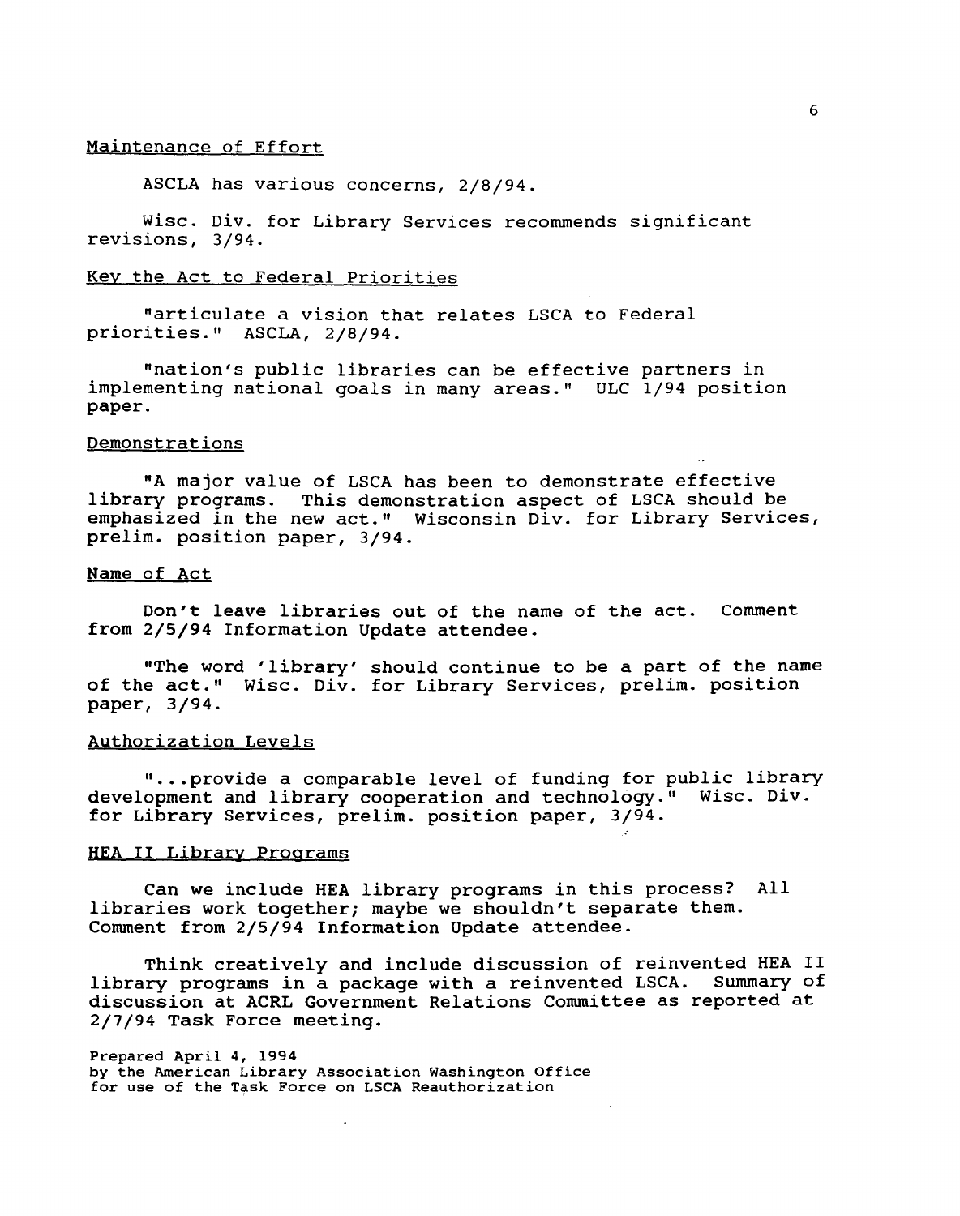Maintenance of Effort

ASCLA has various concerns, 2/8/94.

Wisc. Div. for Library Services recommends significant revisions, 3/94.

Key the Act to Federal Priorities

"articulate a vision that relates LSCA to Federal priorities." ASCLA, 2/8/94.

"nation's public libraries can be effective partners in implementing national goals in many areas." ULC 1/94 position paper.

Demonstrations

"A major value of LSCA has been to demonstrate effective library programs. This demonstration aspect of LSCA should be emphasized in the new act." Wisconsin Div. for Library Services, prelim. position paper, 3/94.

Name of Act

Don't leave libraries out of the name of the act. Comment from 2/5/94 Information Update attendee.

"The word 'library' should continue to be a part of the name of the act." Wisc. Div. for Library Services, prelim. position paper, 3/94.

Authorization Levels

"...provide a comparable level of funding for public library development and library cooperation and technology." Wisc. Div. for Library Services, prelim. position paper, 3/94.

HEA II Library Programs

Can we include HEA library programs in this process? All libraries work together; maybe we shouldn't separate them. Comment from 2/5/94 Information Update attendee.

Think creatively and include discussion of reinvented HEA II library programs in a package with a reinvented LSCA. Summary of discussion at ACRL Government Relations Committee as reported at 2/7/94 Task Force meeting.

Prepared April 4, 1994
by the American Library Association Washington Office
for use of the Task Force on LSCA Reauthorization